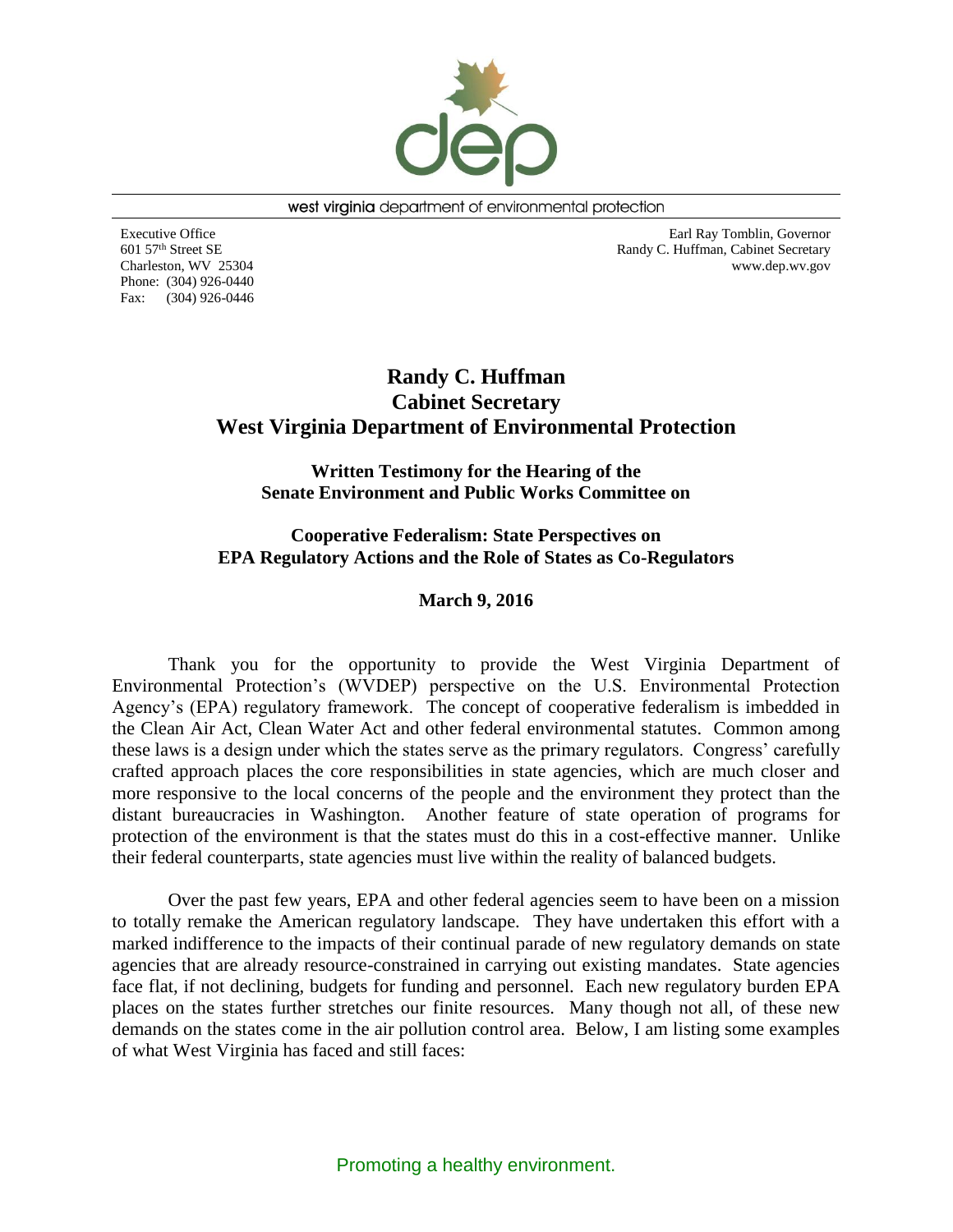west virginia department of environmental protection

Executive Office
601 57th Street SE
Charleston, WV 25304
Phone: (304) 926-0440
Fax: (304) 926-0446

Earl Ray Tomblin, Governor
Randy C. Huffman, Cabinet Secretary
www.dep.wv.gov

# Randy C. Huffman
# Cabinet Secretary
# West Virginia Department of Environmental Protection

## Written Testimony for the Hearing of the Senate Environment and Public Works Committee on

## Cooperative Federalism: State Perspectives on EPA Regulatory Actions and the Role of States as Co-Regulators

**March 9, 2016**

Thank you for the opportunity to provide the West Virginia Department of Environmental Protection's (WVDEP) perspective on the U.S. Environmental Protection Agency's (EPA) regulatory framework. The concept of cooperative federalism is imbedded in the Clean Air Act, Clean Water Act and other federal environmental statutes. Common among these laws is a design under which the states serve as the primary regulators. Congress' carefully crafted approach places the core responsibilities in state agencies, which are much closer and more responsive to the local concerns of the people and the environment they protect than the distant bureaucracies in Washington. Another feature of state operation of programs for protection of the environment is that the states must do this in a cost-effective manner. Unlike their federal counterparts, state agencies must live within the reality of balanced budgets.

Over the past few years, EPA and other federal agencies seem to have been on a mission to totally remake the American regulatory landscape. They have undertaken this effort with a marked indifference to the impacts of their continual parade of new regulatory demands on state agencies that are already resource-constrained in carrying out existing mandates. State agencies face flat, if not declining, budgets for funding and personnel. Each new regulatory burden EPA places on the states further stretches our finite resources. Many though not all, of these new demands on the states come in the air pollution control area. Below, I am listing some examples of what West Virginia has faced and still faces:

Promoting a healthy environment.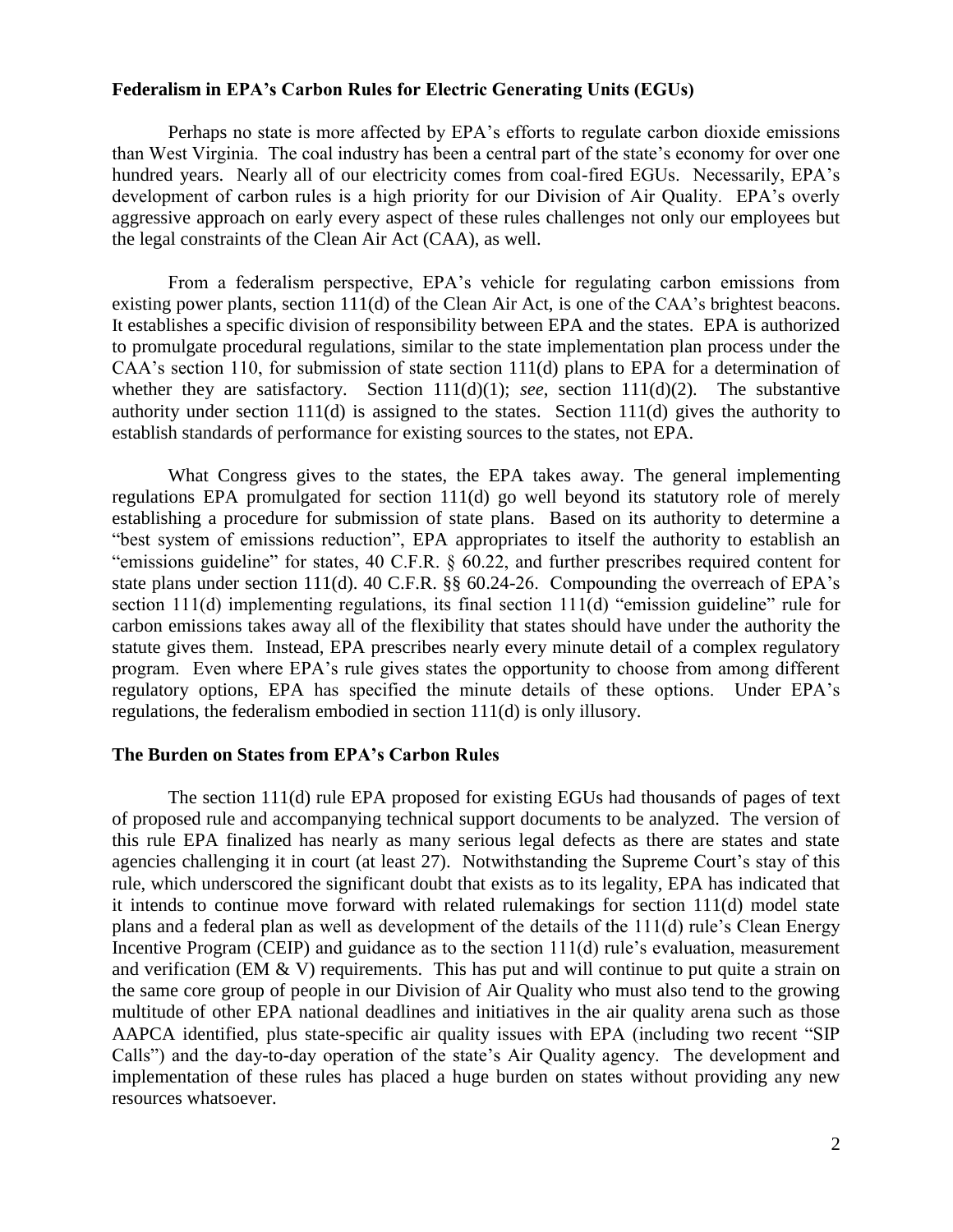## Federalism in EPA's Carbon Rules for Electric Generating Units (EGUs)

Perhaps no state is more affected by EPA's efforts to regulate carbon dioxide emissions than West Virginia. The coal industry has been a central part of the state's economy for over one hundred years. Nearly all of our electricity comes from coal-fired EGUs. Necessarily, EPA's development of carbon rules is a high priority for our Division of Air Quality. EPA's overly aggressive approach on early every aspect of these rules challenges not only our employees but the legal constraints of the Clean Air Act (CAA), as well.

From a federalism perspective, EPA's vehicle for regulating carbon emissions from existing power plants, section 111(d) of the Clean Air Act, is one of the CAA's brightest beacons. It establishes a specific division of responsibility between EPA and the states. EPA is authorized to promulgate procedural regulations, similar to the state implementation plan process under the CAA's section 110, for submission of state section 111(d) plans to EPA for a determination of whether they are satisfactory. Section 111(d)(1); *see*, section 111(d)(2). The substantive authority under section 111(d) is assigned to the states. Section 111(d) gives the authority to establish standards of performance for existing sources to the states, not EPA.

What Congress gives to the states, the EPA takes away. The general implementing regulations EPA promulgated for section 111(d) go well beyond its statutory role of merely establishing a procedure for submission of state plans. Based on its authority to determine a "best system of emissions reduction", EPA appropriates to itself the authority to establish an "emissions guideline" for states, 40 C.F.R. § 60.22, and further prescribes required content for state plans under section 111(d). 40 C.F.R. §§ 60.24-26. Compounding the overreach of EPA's section 111(d) implementing regulations, its final section 111(d) "emission guideline" rule for carbon emissions takes away all of the flexibility that states should have under the authority the statute gives them. Instead, EPA prescribes nearly every minute detail of a complex regulatory program. Even where EPA's rule gives states the opportunity to choose from among different regulatory options, EPA has specified the minute details of these options. Under EPA's regulations, the federalism embodied in section 111(d) is only illusory.

## The Burden on States from EPA's Carbon Rules

The section 111(d) rule EPA proposed for existing EGUs had thousands of pages of text of proposed rule and accompanying technical support documents to be analyzed. The version of this rule EPA finalized has nearly as many serious legal defects as there are states and state agencies challenging it in court (at least 27). Notwithstanding the Supreme Court's stay of this rule, which underscored the significant doubt that exists as to its legality, EPA has indicated that it intends to continue move forward with related rulemakings for section 111(d) model state plans and a federal plan as well as development of the details of the 111(d) rule's Clean Energy Incentive Program (CEIP) and guidance as to the section 111(d) rule's evaluation, measurement and verification (EM & V) requirements. This has put and will continue to put quite a strain on the same core group of people in our Division of Air Quality who must also tend to the growing multitude of other EPA national deadlines and initiatives in the air quality arena such as those AAPCA identified, plus state-specific air quality issues with EPA (including two recent "SIP Calls") and the day-to-day operation of the state's Air Quality agency. The development and implementation of these rules has placed a huge burden on states without providing any new resources whatsoever.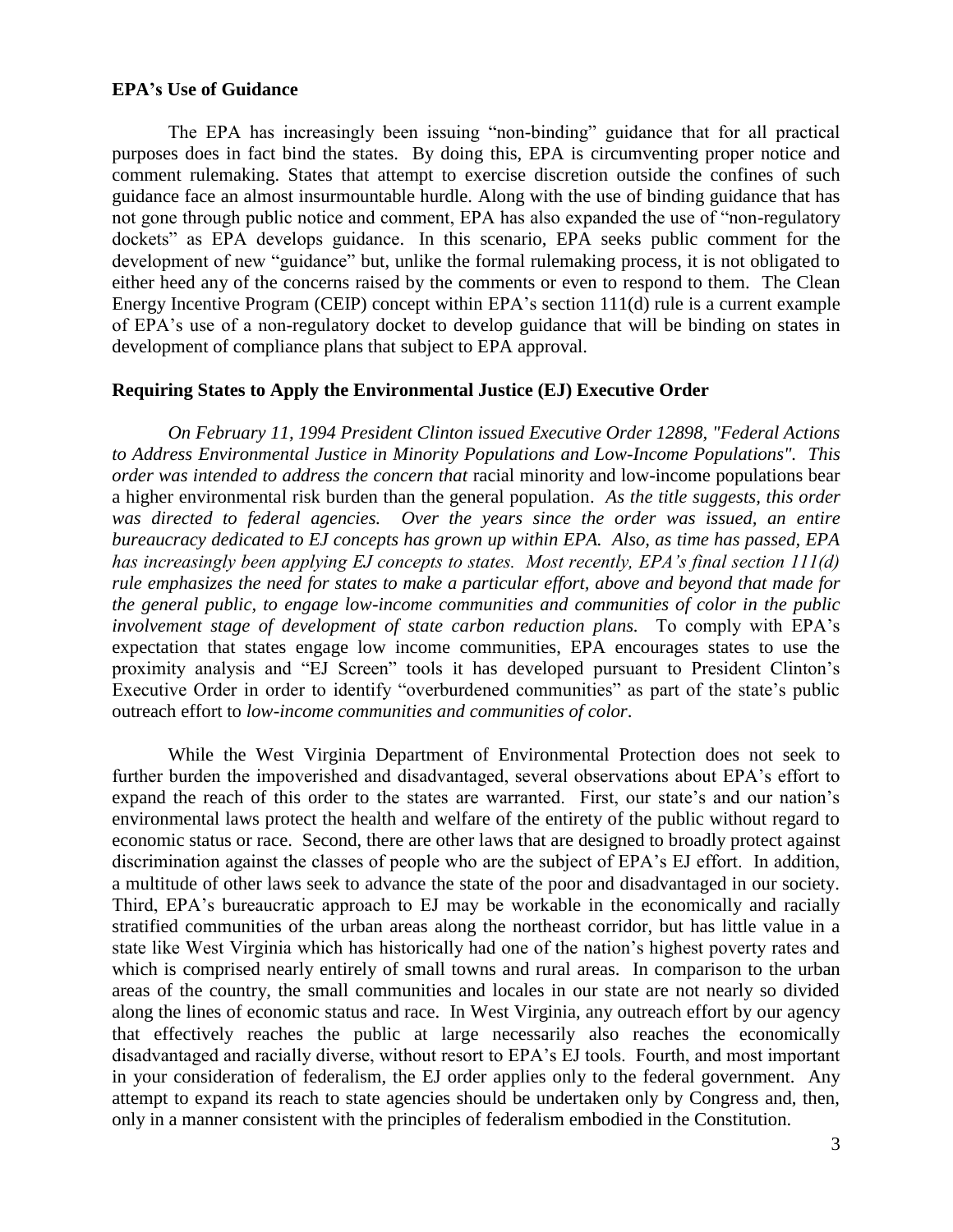**EPA's Use of Guidance**

The EPA has increasingly been issuing "non-binding" guidance that for all practical purposes does in fact bind the states. By doing this, EPA is circumventing proper notice and comment rulemaking. States that attempt to exercise discretion outside the confines of such guidance face an almost insurmountable hurdle. Along with the use of binding guidance that has not gone through public notice and comment, EPA has also expanded the use of "non-regulatory dockets" as EPA develops guidance. In this scenario, EPA seeks public comment for the development of new "guidance" but, unlike the formal rulemaking process, it is not obligated to either heed any of the concerns raised by the comments or even to respond to them. The Clean Energy Incentive Program (CEIP) concept within EPA's section 111(d) rule is a current example of EPA's use of a non-regulatory docket to develop guidance that will be binding on states in development of compliance plans that subject to EPA approval.

**Requiring States to Apply the Environmental Justice (EJ) Executive Order**

*On February 11, 1994 President Clinton issued Executive Order 12898, "Federal Actions to Address Environmental Justice in Minority Populations and Low-Income Populations". This order was intended to address the concern that* racial minority and low-income populations bear a higher environmental risk burden than the general population. *As the title suggests, this order was directed to federal agencies. Over the years since the order was issued, an entire bureaucracy dedicated to EJ concepts has grown up within EPA. Also, as time has passed, EPA has increasingly been applying EJ concepts to states. Most recently, EPA's final section 111(d) rule emphasizes the need for states to make a particular effort, above and beyond that made for the general public, to engage low-income communities and communities of color in the public involvement stage of development of state carbon reduction plans.* To comply with EPA's expectation that states engage low income communities, EPA encourages states to use the proximity analysis and "EJ Screen" tools it has developed pursuant to President Clinton's Executive Order in order to identify "overburdened communities" as part of the state's public outreach effort to *low-income communities and communities of color*.

While the West Virginia Department of Environmental Protection does not seek to further burden the impoverished and disadvantaged, several observations about EPA's effort to expand the reach of this order to the states are warranted. First, our state's and our nation's environmental laws protect the health and welfare of the entirety of the public without regard to economic status or race. Second, there are other laws that are designed to broadly protect against discrimination against the classes of people who are the subject of EPA's EJ effort. In addition, a multitude of other laws seek to advance the state of the poor and disadvantaged in our society. Third, EPA's bureaucratic approach to EJ may be workable in the economically and racially stratified communities of the urban areas along the northeast corridor, but has little value in a state like West Virginia which has historically had one of the nation's highest poverty rates and which is comprised nearly entirely of small towns and rural areas. In comparison to the urban areas of the country, the small communities and locales in our state are not nearly so divided along the lines of economic status and race. In West Virginia, any outreach effort by our agency that effectively reaches the public at large necessarily also reaches the economically disadvantaged and racially diverse, without resort to EPA's EJ tools. Fourth, and most important in your consideration of federalism, the EJ order applies only to the federal government. Any attempt to expand its reach to state agencies should be undertaken only by Congress and, then, only in a manner consistent with the principles of federalism embodied in the Constitution.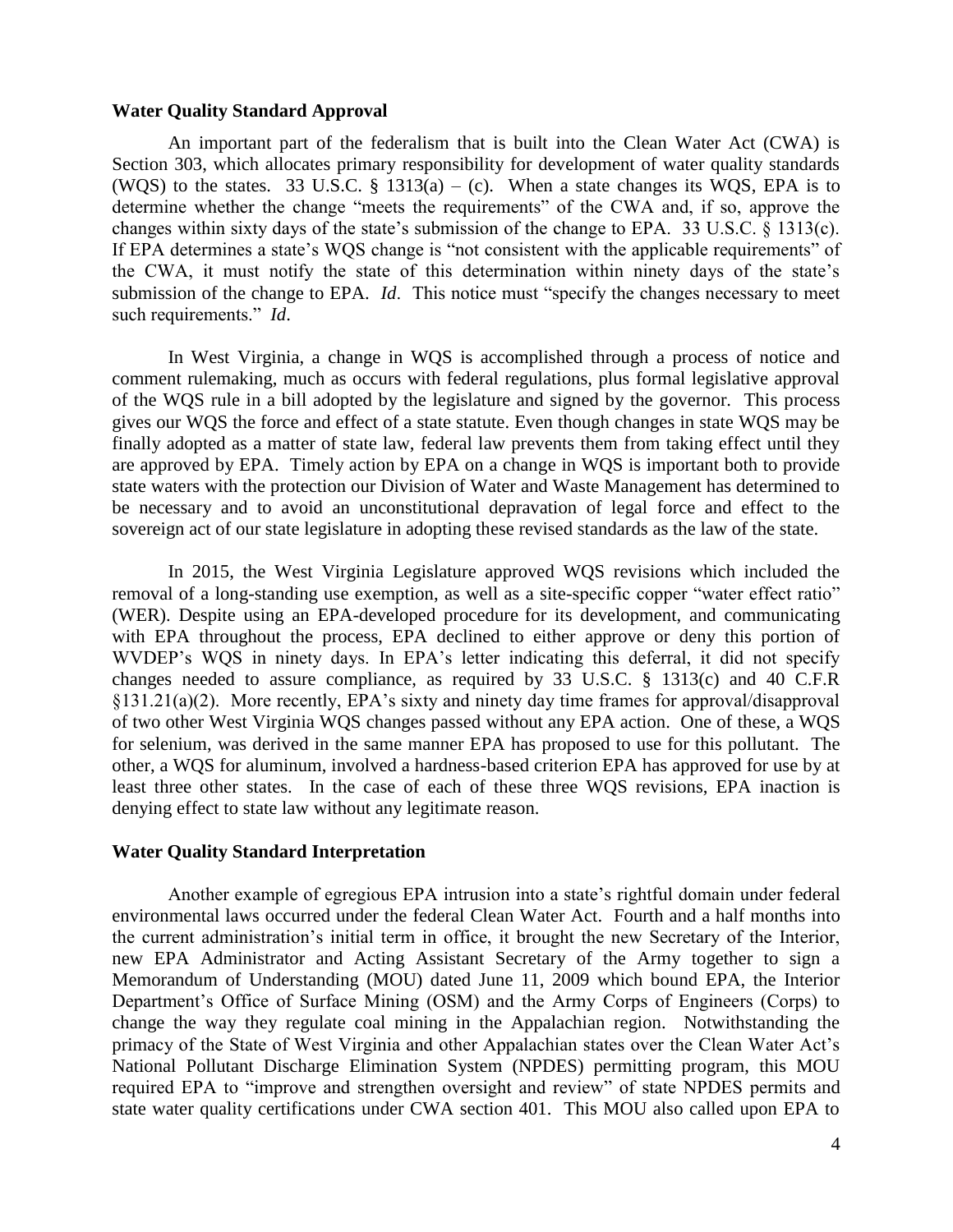**Water Quality Standard Approval**

An important part of the federalism that is built into the Clean Water Act (CWA) is Section 303, which allocates primary responsibility for development of water quality standards (WQS) to the states. 33 U.S.C. § 1313(a) – (c). When a state changes its WQS, EPA is to determine whether the change "meets the requirements" of the CWA and, if so, approve the changes within sixty days of the state's submission of the change to EPA. 33 U.S.C. § 1313(c). If EPA determines a state's WQS change is "not consistent with the applicable requirements" of the CWA, it must notify the state of this determination within ninety days of the state's submission of the change to EPA. *Id*. This notice must "specify the changes necessary to meet such requirements." *Id*.

In West Virginia, a change in WQS is accomplished through a process of notice and comment rulemaking, much as occurs with federal regulations, plus formal legislative approval of the WQS rule in a bill adopted by the legislature and signed by the governor. This process gives our WQS the force and effect of a state statute. Even though changes in state WQS may be finally adopted as a matter of state law, federal law prevents them from taking effect until they are approved by EPA. Timely action by EPA on a change in WQS is important both to provide state waters with the protection our Division of Water and Waste Management has determined to be necessary and to avoid an unconstitutional depravation of legal force and effect to the sovereign act of our state legislature in adopting these revised standards as the law of the state.

In 2015, the West Virginia Legislature approved WQS revisions which included the removal of a long-standing use exemption, as well as a site-specific copper "water effect ratio" (WER). Despite using an EPA-developed procedure for its development, and communicating with EPA throughout the process, EPA declined to either approve or deny this portion of WVDEP's WQS in ninety days. In EPA's letter indicating this deferral, it did not specify changes needed to assure compliance, as required by 33 U.S.C. § 1313(c) and 40 C.F.R §131.21(a)(2). More recently, EPA's sixty and ninety day time frames for approval/disapproval of two other West Virginia WQS changes passed without any EPA action. One of these, a WQS for selenium, was derived in the same manner EPA has proposed to use for this pollutant. The other, a WQS for aluminum, involved a hardness-based criterion EPA has approved for use by at least three other states. In the case of each of these three WQS revisions, EPA inaction is denying effect to state law without any legitimate reason.

**Water Quality Standard Interpretation**

Another example of egregious EPA intrusion into a state's rightful domain under federal environmental laws occurred under the federal Clean Water Act. Fourth and a half months into the current administration's initial term in office, it brought the new Secretary of the Interior, new EPA Administrator and Acting Assistant Secretary of the Army together to sign a Memorandum of Understanding (MOU) dated June 11, 2009 which bound EPA, the Interior Department's Office of Surface Mining (OSM) and the Army Corps of Engineers (Corps) to change the way they regulate coal mining in the Appalachian region. Notwithstanding the primacy of the State of West Virginia and other Appalachian states over the Clean Water Act's National Pollutant Discharge Elimination System (NPDES) permitting program, this MOU required EPA to "improve and strengthen oversight and review" of state NPDES permits and state water quality certifications under CWA section 401. This MOU also called upon EPA to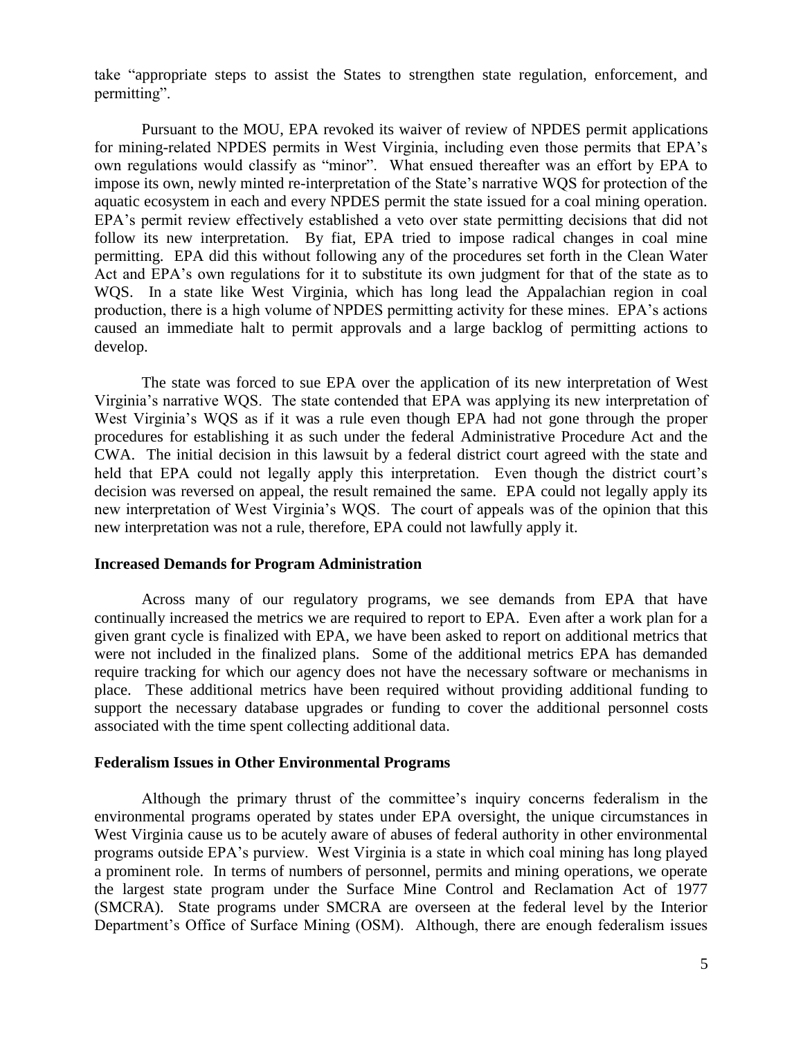take "appropriate steps to assist the States to strengthen state regulation, enforcement, and permitting".

Pursuant to the MOU, EPA revoked its waiver of review of NPDES permit applications for mining-related NPDES permits in West Virginia, including even those permits that EPA's own regulations would classify as "minor". What ensued thereafter was an effort by EPA to impose its own, newly minted re-interpretation of the State's narrative WQS for protection of the aquatic ecosystem in each and every NPDES permit the state issued for a coal mining operation. EPA's permit review effectively established a veto over state permitting decisions that did not follow its new interpretation. By fiat, EPA tried to impose radical changes in coal mine permitting. EPA did this without following any of the procedures set forth in the Clean Water Act and EPA's own regulations for it to substitute its own judgment for that of the state as to WQS. In a state like West Virginia, which has long lead the Appalachian region in coal production, there is a high volume of NPDES permitting activity for these mines. EPA's actions caused an immediate halt to permit approvals and a large backlog of permitting actions to develop.

The state was forced to sue EPA over the application of its new interpretation of West Virginia's narrative WQS. The state contended that EPA was applying its new interpretation of West Virginia's WQS as if it was a rule even though EPA had not gone through the proper procedures for establishing it as such under the federal Administrative Procedure Act and the CWA. The initial decision in this lawsuit by a federal district court agreed with the state and held that EPA could not legally apply this interpretation. Even though the district court's decision was reversed on appeal, the result remained the same. EPA could not legally apply its new interpretation of West Virginia's WQS. The court of appeals was of the opinion that this new interpretation was not a rule, therefore, EPA could not lawfully apply it.

**Increased Demands for Program Administration**

Across many of our regulatory programs, we see demands from EPA that have continually increased the metrics we are required to report to EPA. Even after a work plan for a given grant cycle is finalized with EPA, we have been asked to report on additional metrics that were not included in the finalized plans. Some of the additional metrics EPA has demanded require tracking for which our agency does not have the necessary software or mechanisms in place. These additional metrics have been required without providing additional funding to support the necessary database upgrades or funding to cover the additional personnel costs associated with the time spent collecting additional data.

**Federalism Issues in Other Environmental Programs**

Although the primary thrust of the committee's inquiry concerns federalism in the environmental programs operated by states under EPA oversight, the unique circumstances in West Virginia cause us to be acutely aware of abuses of federal authority in other environmental programs outside EPA's purview. West Virginia is a state in which coal mining has long played a prominent role. In terms of numbers of personnel, permits and mining operations, we operate the largest state program under the Surface Mine Control and Reclamation Act of 1977 (SMCRA). State programs under SMCRA are overseen at the federal level by the Interior Department's Office of Surface Mining (OSM). Although, there are enough federalism issues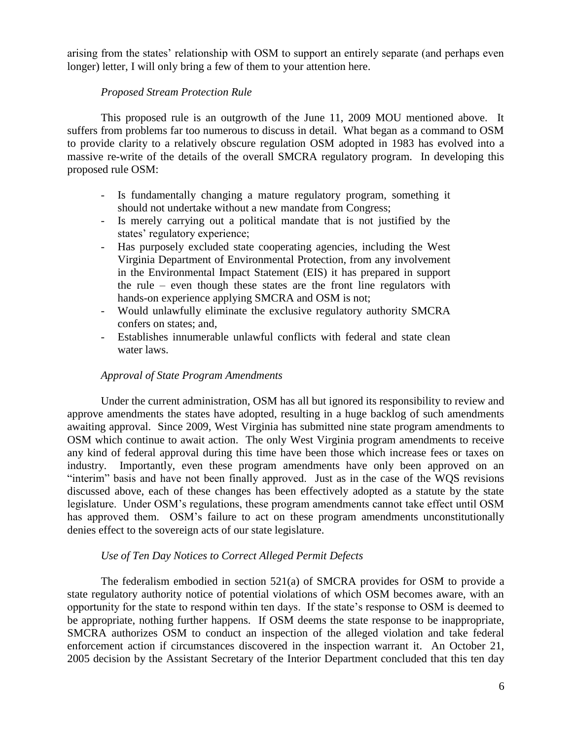arising from the states' relationship with OSM to support an entirely separate (and perhaps even longer) letter, I will only bring a few of them to your attention here.

*Proposed Stream Protection Rule*

This proposed rule is an outgrowth of the June 11, 2009 MOU mentioned above. It suffers from problems far too numerous to discuss in detail. What began as a command to OSM to provide clarity to a relatively obscure regulation OSM adopted in 1983 has evolved into a massive re-write of the details of the overall SMCRA regulatory program. In developing this proposed rule OSM:

- Is fundamentally changing a mature regulatory program, something it should not undertake without a new mandate from Congress;
- Is merely carrying out a political mandate that is not justified by the states' regulatory experience;
- Has purposely excluded state cooperating agencies, including the West Virginia Department of Environmental Protection, from any involvement in the Environmental Impact Statement (EIS) it has prepared in support the rule – even though these states are the front line regulators with hands-on experience applying SMCRA and OSM is not;
- Would unlawfully eliminate the exclusive regulatory authority SMCRA confers on states; and,
- Establishes innumerable unlawful conflicts with federal and state clean water laws.

*Approval of State Program Amendments*

Under the current administration, OSM has all but ignored its responsibility to review and approve amendments the states have adopted, resulting in a huge backlog of such amendments awaiting approval. Since 2009, West Virginia has submitted nine state program amendments to OSM which continue to await action. The only West Virginia program amendments to receive any kind of federal approval during this time have been those which increase fees or taxes on industry. Importantly, even these program amendments have only been approved on an "interim" basis and have not been finally approved. Just as in the case of the WQS revisions discussed above, each of these changes has been effectively adopted as a statute by the state legislature. Under OSM's regulations, these program amendments cannot take effect until OSM has approved them. OSM's failure to act on these program amendments unconstitutionally denies effect to the sovereign acts of our state legislature.

*Use of Ten Day Notices to Correct Alleged Permit Defects*

The federalism embodied in section 521(a) of SMCRA provides for OSM to provide a state regulatory authority notice of potential violations of which OSM becomes aware, with an opportunity for the state to respond within ten days. If the state's response to OSM is deemed to be appropriate, nothing further happens. If OSM deems the state response to be inappropriate, SMCRA authorizes OSM to conduct an inspection of the alleged violation and take federal enforcement action if circumstances discovered in the inspection warrant it. An October 21, 2005 decision by the Assistant Secretary of the Interior Department concluded that this ten day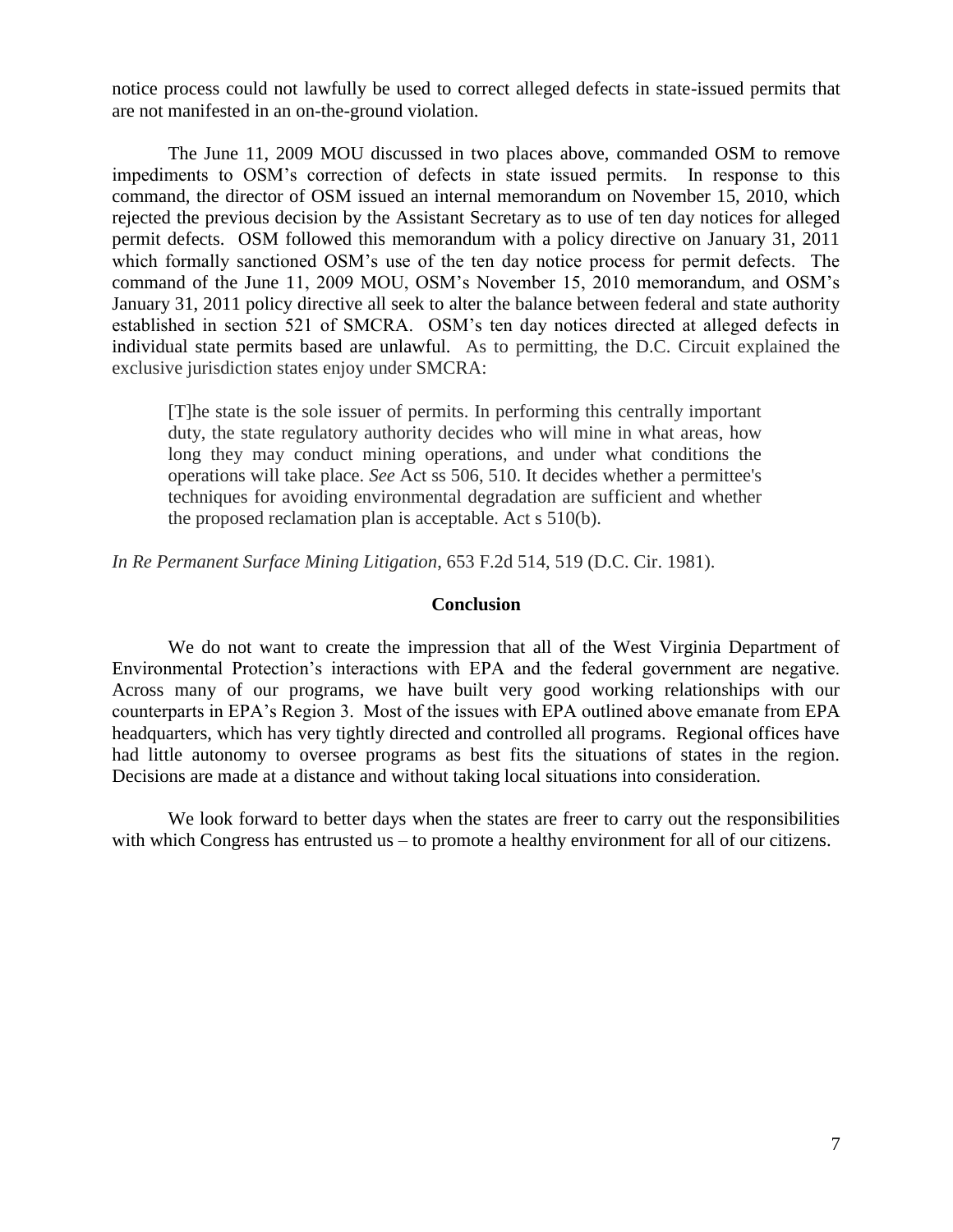notice process could not lawfully be used to correct alleged defects in state-issued permits that are not manifested in an on-the-ground violation.

The June 11, 2009 MOU discussed in two places above, commanded OSM to remove impediments to OSM's correction of defects in state issued permits. In response to this command, the director of OSM issued an internal memorandum on November 15, 2010, which rejected the previous decision by the Assistant Secretary as to use of ten day notices for alleged permit defects. OSM followed this memorandum with a policy directive on January 31, 2011 which formally sanctioned OSM's use of the ten day notice process for permit defects. The command of the June 11, 2009 MOU, OSM's November 15, 2010 memorandum, and OSM's January 31, 2011 policy directive all seek to alter the balance between federal and state authority established in section 521 of SMCRA. OSM's ten day notices directed at alleged defects in individual state permits based are unlawful. As to permitting, the D.C. Circuit explained the exclusive jurisdiction states enjoy under SMCRA:

> [T]he state is the sole issuer of permits. In performing this centrally important duty, the state regulatory authority decides who will mine in what areas, how long they may conduct mining operations, and under what conditions the operations will take place. *See* Act ss 506, 510. It decides whether a permittee's techniques for avoiding environmental degradation are sufficient and whether the proposed reclamation plan is acceptable. Act s 510(b).

*In Re Permanent Surface Mining Litigation*, 653 F.2d 514, 519 (D.C. Cir. 1981).

**Conclusion**

We do not want to create the impression that all of the West Virginia Department of Environmental Protection's interactions with EPA and the federal government are negative. Across many of our programs, we have built very good working relationships with our counterparts in EPA's Region 3. Most of the issues with EPA outlined above emanate from EPA headquarters, which has very tightly directed and controlled all programs. Regional offices have had little autonomy to oversee programs as best fits the situations of states in the region. Decisions are made at a distance and without taking local situations into consideration.

We look forward to better days when the states are freer to carry out the responsibilities with which Congress has entrusted us – to promote a healthy environment for all of our citizens.